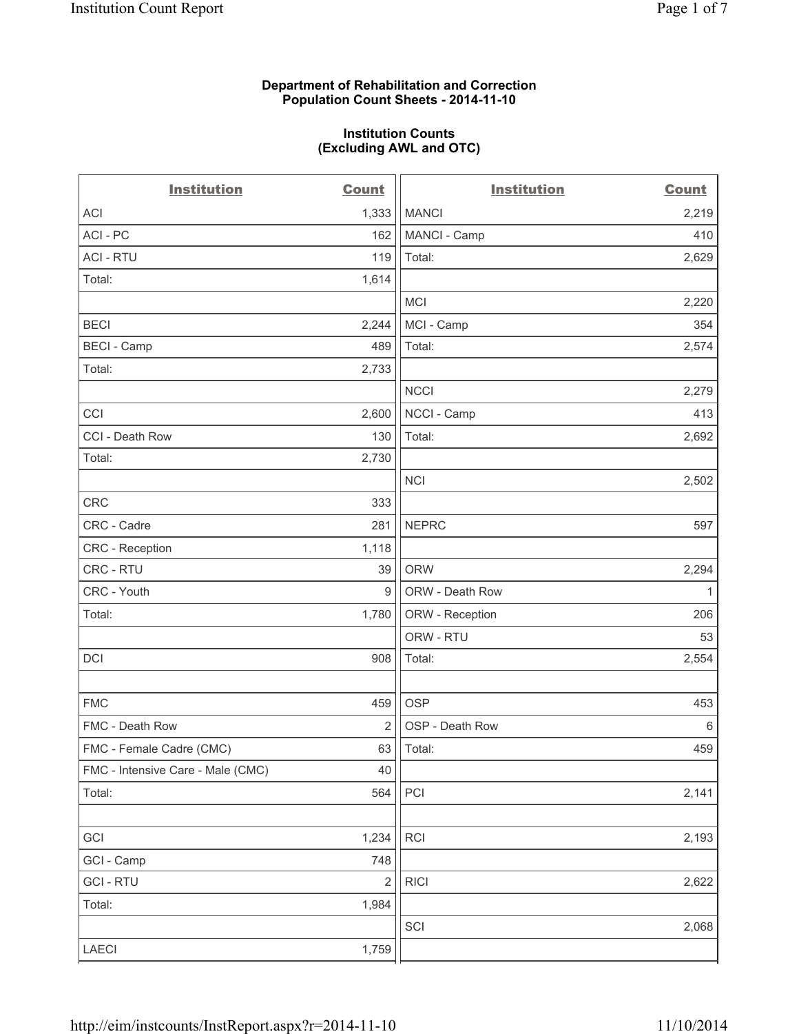**Department of Rehabilitation and Correction**
**Population Count Sheets - 2014-11-10**

**Institution Counts**
**(Excluding AWL and OTC)**

| Institution | Count | Institution | Count |
|---|---|---|---|
| ACI | 1,333 | MANCI | 2,219 |
| ACI - PC | 162 | MANCI - Camp | 410 |
| ACI - RTU | 119 | Total: | 2,629 |
| Total: | 1,614 | | |
| | | MCI | 2,220 |
| BECI | 2,244 | MCI - Camp | 354 |
| BECI - Camp | 489 | Total: | 2,574 |
| Total: | 2,733 | | |
| | | NCCI | 2,279 |
| CCI | 2,600 | NCCI - Camp | 413 |
| CCI - Death Row | 130 | Total: | 2,692 |
| Total: | 2,730 | | |
| | | NCI | 2,502 |
| CRC | 333 | | |
| CRC - Cadre | 281 | NEPRC | 597 |
| CRC - Reception | 1,118 | | |
| CRC - RTU | 39 | ORW | 2,294 |
| CRC - Youth | 9 | ORW - Death Row | 1 |
| Total: | 1,780 | ORW - Reception | 206 |
| | | ORW - RTU | 53 |
| DCI | 908 | Total: | 2,554 |
| | | | |
| FMC | 459 | OSP | 453 |
| FMC - Death Row | 2 | OSP - Death Row | 6 |
| FMC - Female Cadre (CMC) | 63 | Total: | 459 |
| FMC - Intensive Care - Male (CMC) | 40 | | |
| Total: | 564 | PCI | 2,141 |
| | | | |
| GCI | 1,234 | RCI | 2,193 |
| GCI - Camp | 748 | | |
| GCI - RTU | 2 | RICI | 2,622 |
| Total: | 1,984 | | |
| | | SCI | 2,068 |
| LAECI | 1,759 | | |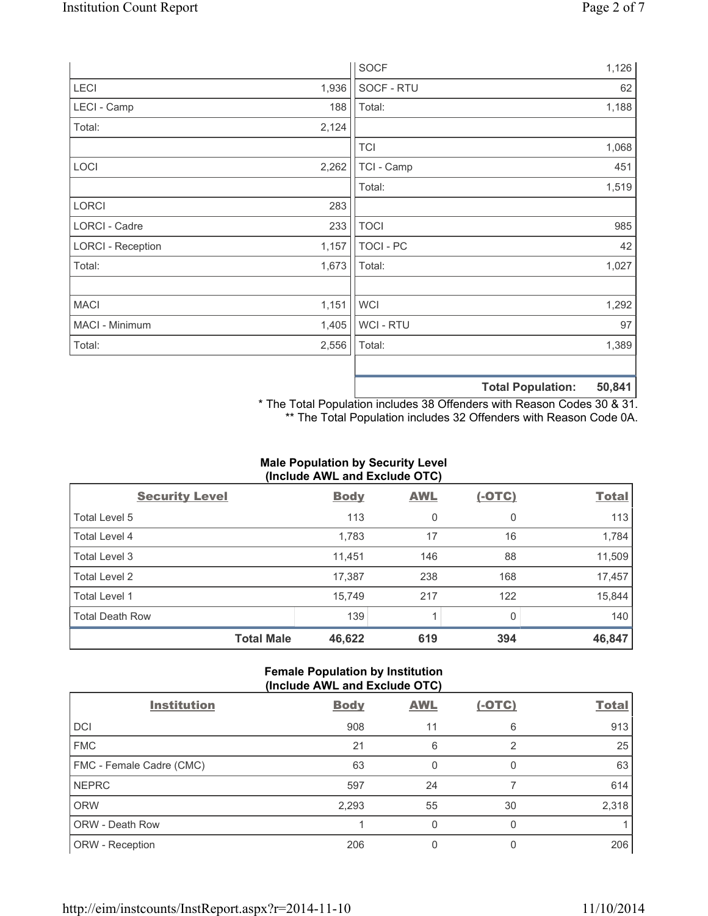| | |
|---|---|
| LECI | 1,936 |
| LECI - Camp | 188 |
| Total: | 2,124 |
| | |
| LOCI | 2,262 |
| | |
| LORCI | 283 |
| LORCI - Cadre | 233 |
| LORCI - Reception | 1,157 |
| Total: | 1,673 |
| | |
| MACI | 1,151 |
| MACI - Minimum | 1,405 |
| Total: | 2,556 |

| | |
|---|---|
| SOCF | 1,126 |
| SOCF - RTU | 62 |
| Total: | 1,188 |
| | |
| TCI | 1,068 |
| TCI - Camp | 451 |
| Total: | 1,519 |
| | |
| TOCI | 985 |
| TOCI - PC | 42 |
| Total: | 1,027 |
| | |
| WCI | 1,292 |
| WCI - RTU | 97 |
| Total: | 1,389 |
| | |
| **Total Population:** | **50,841** |

\* The Total Population includes 38 Offenders with Reason Codes 30 & 31.
\*\* The Total Population includes 32 Offenders with Reason Code 0A.

### Male Population by Security Level (Include AWL and Exclude OTC)

| Security Level | Body | AWL | (-OTC) | Total |
|---|---|---|---|---|
| Total Level 5 | 113 | 0 | 0 | 113 |
| Total Level 4 | 1,783 | 17 | 16 | 1,784 |
| Total Level 3 | 11,451 | 146 | 88 | 11,509 |
| Total Level 2 | 17,387 | 238 | 168 | 17,457 |
| Total Level 1 | 15,749 | 217 | 122 | 15,844 |
| Total Death Row | 139 | 1 | 0 | 140 |
| **Total Male** | **46,622** | **619** | **394** | **46,847** |

### Female Population by Institution (Include AWL and Exclude OTC)

| Institution | Body | AWL | (-OTC) | Total |
|---|---|---|---|---|
| DCI | 908 | 11 | 6 | 913 |
| FMC | 21 | 6 | 2 | 25 |
| FMC - Female Cadre (CMC) | 63 | 0 | 0 | 63 |
| NEPRC | 597 | 24 | 7 | 614 |
| ORW | 2,293 | 55 | 30 | 2,318 |
| ORW - Death Row | 1 | 0 | 0 | 1 |
| ORW - Reception | 206 | 0 | 0 | 206 |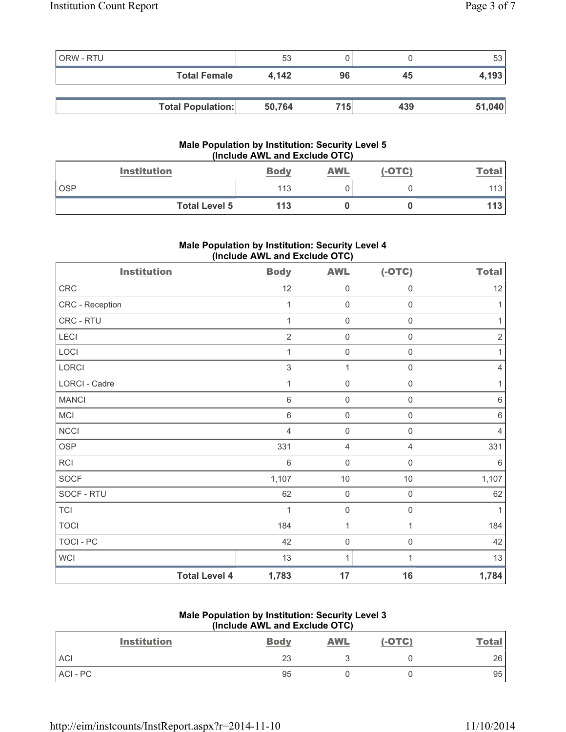| | | | | |
|---|---|---|---|---|
| ORW - RTU | 53 | 0 | 0 | 53 |
| **Total Female** | **4,142** | **96** | **45** | **4,193** |

| | | | | |
|---|---|---|---|---|
| **Total Population:** | **50,764** | **715** | **439** | **51,040** |

### Male Population by Institution: Security Level 5 (Include AWL and Exclude OTC)

| Institution | Body | AWL | (-OTC) | Total |
|---|---|---|---|---|
| OSP | 113 | 0 | 0 | 113 |
| **Total Level 5** | **113** | **0** | **0** | **113** |

### Male Population by Institution: Security Level 4 (Include AWL and Exclude OTC)

| Institution | Body | AWL | (-OTC) | Total |
|---|---|---|---|---|
| CRC | 12 | 0 | 0 | 12 |
| CRC - Reception | 1 | 0 | 0 | 1 |
| CRC - RTU | 1 | 0 | 0 | 1 |
| LECI | 2 | 0 | 0 | 2 |
| LOCI | 1 | 0 | 0 | 1 |
| LORCI | 3 | 1 | 0 | 4 |
| LORCI - Cadre | 1 | 0 | 0 | 1 |
| MANCI | 6 | 0 | 0 | 6 |
| MCI | 6 | 0 | 0 | 6 |
| NCCI | 4 | 0 | 0 | 4 |
| OSP | 331 | 4 | 4 | 331 |
| RCI | 6 | 0 | 0 | 6 |
| SOCF | 1,107 | 10 | 10 | 1,107 |
| SOCF - RTU | 62 | 0 | 0 | 62 |
| TCI | 1 | 0 | 0 | 1 |
| TOCI | 184 | 1 | 1 | 184 |
| TOCI - PC | 42 | 0 | 0 | 42 |
| WCI | 13 | 1 | 1 | 13 |
| **Total Level 4** | **1,783** | **17** | **16** | **1,784** |

### Male Population by Institution: Security Level 3 (Include AWL and Exclude OTC)

| Institution | Body | AWL | (-OTC) | Total |
|---|---|---|---|---|
| ACI | 23 | 3 | 0 | 26 |
| ACI - PC | 95 | 0 | 0 | 95 |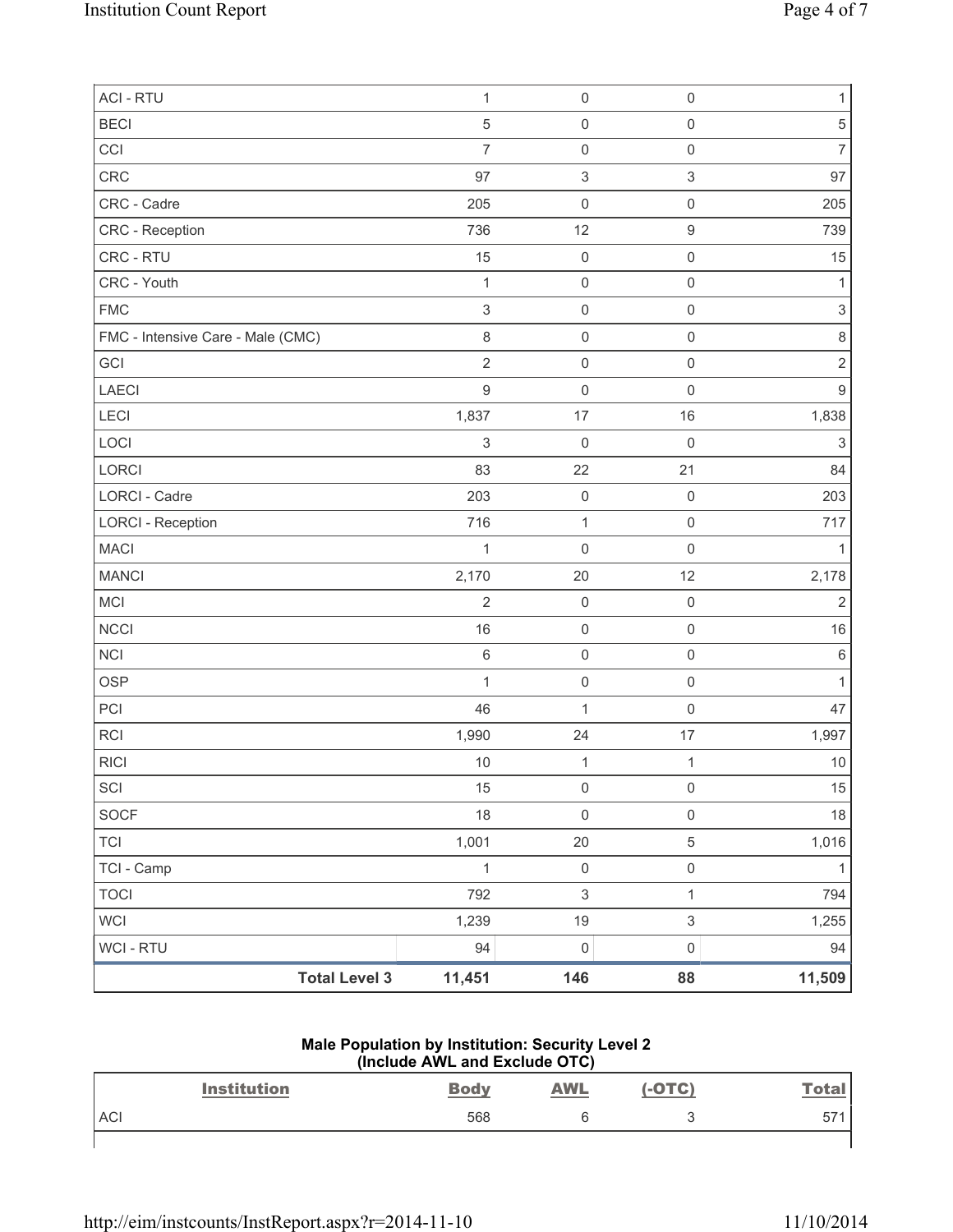| | | | | |
|---|---|---|---|---|
| ACI - RTU | 1 | 0 | 0 | 1 |
| BECI | 5 | 0 | 0 | 5 |
| CCI | 7 | 0 | 0 | 7 |
| CRC | 97 | 3 | 3 | 97 |
| CRC - Cadre | 205 | 0 | 0 | 205 |
| CRC - Reception | 736 | 12 | 9 | 739 |
| CRC - RTU | 15 | 0 | 0 | 15 |
| CRC - Youth | 1 | 0 | 0 | 1 |
| FMC | 3 | 0 | 0 | 3 |
| FMC - Intensive Care - Male (CMC) | 8 | 0 | 0 | 8 |
| GCI | 2 | 0 | 0 | 2 |
| LAECI | 9 | 0 | 0 | 9 |
| LECI | 1,837 | 17 | 16 | 1,838 |
| LOCI | 3 | 0 | 0 | 3 |
| LORCI | 83 | 22 | 21 | 84 |
| LORCI - Cadre | 203 | 0 | 0 | 203 |
| LORCI - Reception | 716 | 1 | 0 | 717 |
| MACI | 1 | 0 | 0 | 1 |
| MANCI | 2,170 | 20 | 12 | 2,178 |
| MCI | 2 | 0 | 0 | 2 |
| NCCI | 16 | 0 | 0 | 16 |
| NCI | 6 | 0 | 0 | 6 |
| OSP | 1 | 0 | 0 | 1 |
| PCI | 46 | 1 | 0 | 47 |
| RCI | 1,990 | 24 | 17 | 1,997 |
| RICI | 10 | 1 | 1 | 10 |
| SCI | 15 | 0 | 0 | 15 |
| SOCF | 18 | 0 | 0 | 18 |
| TCI | 1,001 | 20 | 5 | 1,016 |
| TCI - Camp | 1 | 0 | 0 | 1 |
| TOCI | 792 | 3 | 1 | 794 |
| WCI | 1,239 | 19 | 3 | 1,255 |
| WCI - RTU | 94 | 0 | 0 | 94 |
| **Total Level 3** | **11,451** | **146** | **88** | **11,509** |

**Male Population by Institution: Security Level 2**
**(Include AWL and Exclude OTC)**

| Institution | Body | AWL | (-OTC) | Total |
|---|---|---|---|---|
| ACI | 568 | 6 | 3 | 571 |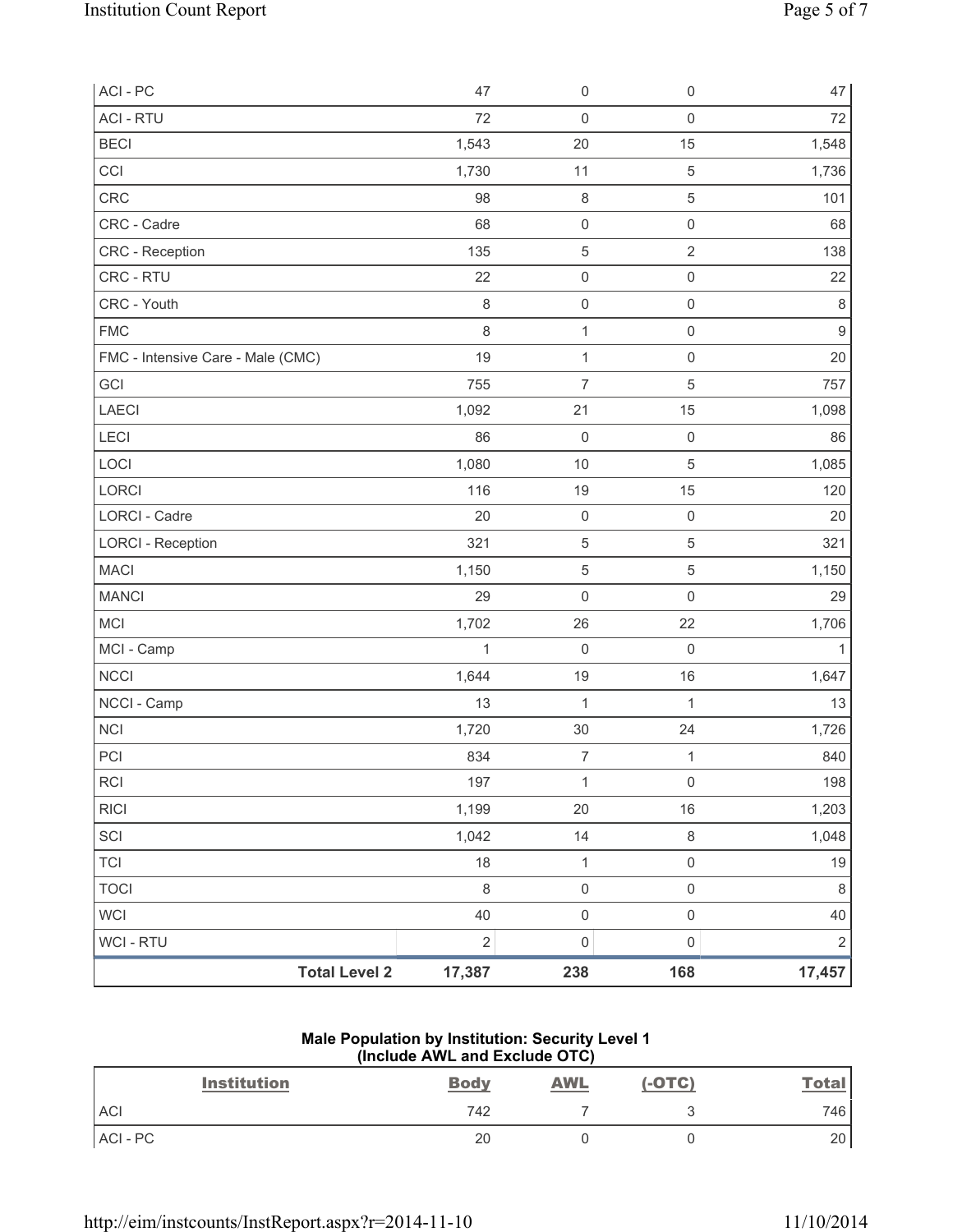| | | | | |
|---|---|---|---|---|
| ACI - PC | 47 | 0 | 0 | 47 |
| ACI - RTU | 72 | 0 | 0 | 72 |
| BECI | 1,543 | 20 | 15 | 1,548 |
| CCI | 1,730 | 11 | 5 | 1,736 |
| CRC | 98 | 8 | 5 | 101 |
| CRC - Cadre | 68 | 0 | 0 | 68 |
| CRC - Reception | 135 | 5 | 2 | 138 |
| CRC - RTU | 22 | 0 | 0 | 22 |
| CRC - Youth | 8 | 0 | 0 | 8 |
| FMC | 8 | 1 | 0 | 9 |
| FMC - Intensive Care - Male (CMC) | 19 | 1 | 0 | 20 |
| GCI | 755 | 7 | 5 | 757 |
| LAECI | 1,092 | 21 | 15 | 1,098 |
| LECI | 86 | 0 | 0 | 86 |
| LOCI | 1,080 | 10 | 5 | 1,085 |
| LORCI | 116 | 19 | 15 | 120 |
| LORCI - Cadre | 20 | 0 | 0 | 20 |
| LORCI - Reception | 321 | 5 | 5 | 321 |
| MACI | 1,150 | 5 | 5 | 1,150 |
| MANCI | 29 | 0 | 0 | 29 |
| MCI | 1,702 | 26 | 22 | 1,706 |
| MCI - Camp | 1 | 0 | 0 | 1 |
| NCCI | 1,644 | 19 | 16 | 1,647 |
| NCCI - Camp | 13 | 1 | 1 | 13 |
| NCI | 1,720 | 30 | 24 | 1,726 |
| PCI | 834 | 7 | 1 | 840 |
| RCI | 197 | 1 | 0 | 198 |
| RICI | 1,199 | 20 | 16 | 1,203 |
| SCI | 1,042 | 14 | 8 | 1,048 |
| TCI | 18 | 1 | 0 | 19 |
| TOCI | 8 | 0 | 0 | 8 |
| WCI | 40 | 0 | 0 | 40 |
| WCI - RTU | 2 | 0 | 0 | 2 |
| **Total Level 2** | **17,387** | **238** | **168** | **17,457** |

**Male Population by Institution: Security Level 1**
**(Include AWL and Exclude OTC)**

| Institution | Body | AWL | (-OTC) | Total |
|---|---|---|---|---|
| ACI | 742 | 7 | 3 | 746 |
| ACI - PC | 20 | 0 | 0 | 20 |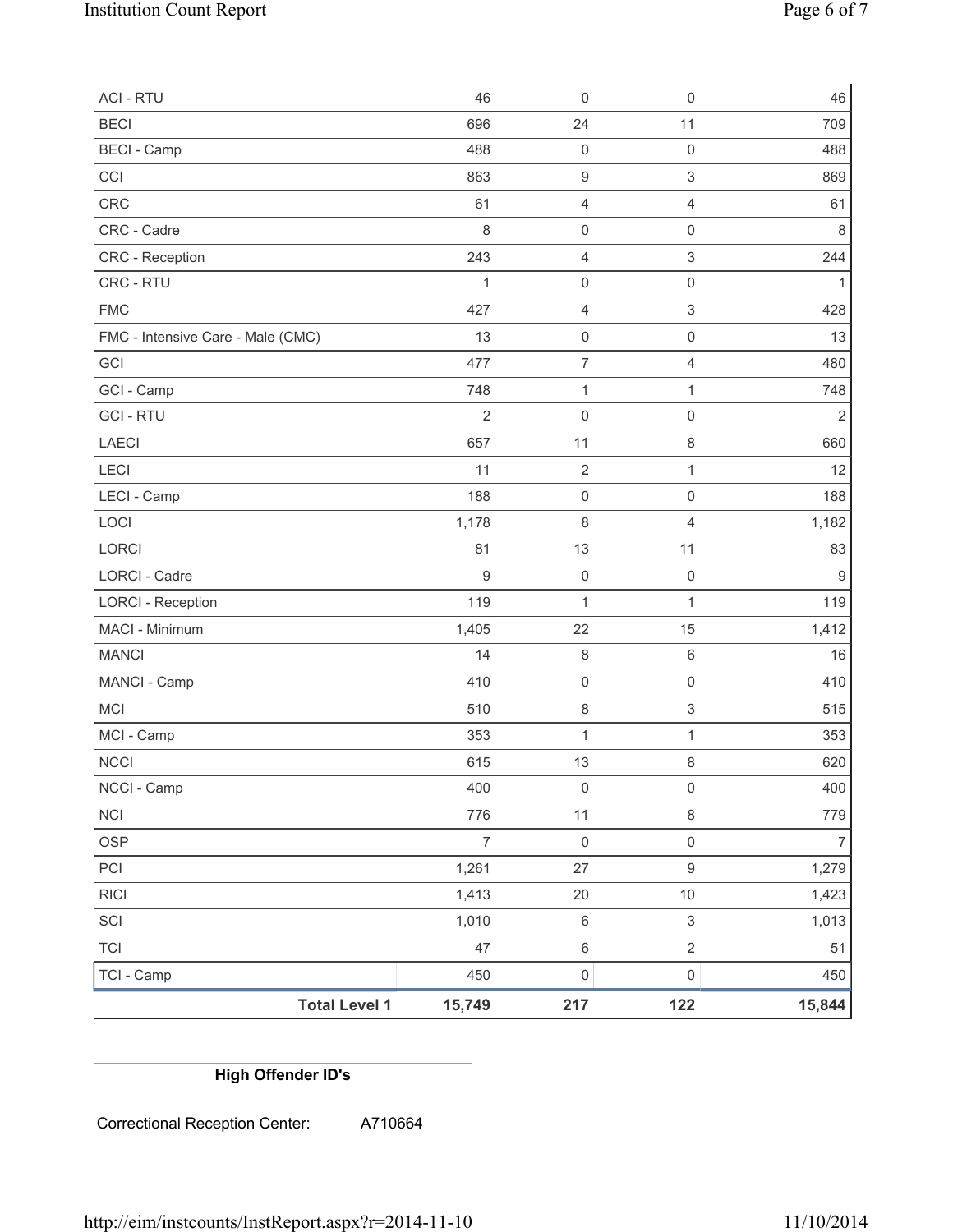| | | | | |
|---|---|---|---|---|
| ACI - RTU | 46 | 0 | 0 | 46 |
| BECI | 696 | 24 | 11 | 709 |
| BECI - Camp | 488 | 0 | 0 | 488 |
| CCI | 863 | 9 | 3 | 869 |
| CRC | 61 | 4 | 4 | 61 |
| CRC - Cadre | 8 | 0 | 0 | 8 |
| CRC - Reception | 243 | 4 | 3 | 244 |
| CRC - RTU | 1 | 0 | 0 | 1 |
| FMC | 427 | 4 | 3 | 428 |
| FMC - Intensive Care - Male (CMC) | 13 | 0 | 0 | 13 |
| GCI | 477 | 7 | 4 | 480 |
| GCI - Camp | 748 | 1 | 1 | 748 |
| GCI - RTU | 2 | 0 | 0 | 2 |
| LAECI | 657 | 11 | 8 | 660 |
| LECI | 11 | 2 | 1 | 12 |
| LECI - Camp | 188 | 0 | 0 | 188 |
| LOCI | 1,178 | 8 | 4 | 1,182 |
| LORCI | 81 | 13 | 11 | 83 |
| LORCI - Cadre | 9 | 0 | 0 | 9 |
| LORCI - Reception | 119 | 1 | 1 | 119 |
| MACI - Minimum | 1,405 | 22 | 15 | 1,412 |
| MANCI | 14 | 8 | 6 | 16 |
| MANCI - Camp | 410 | 0 | 0 | 410 |
| MCI | 510 | 8 | 3 | 515 |
| MCI - Camp | 353 | 1 | 1 | 353 |
| NCCI | 615 | 13 | 8 | 620 |
| NCCI - Camp | 400 | 0 | 0 | 400 |
| NCI | 776 | 11 | 8 | 779 |
| OSP | 7 | 0 | 0 | 7 |
| PCI | 1,261 | 27 | 9 | 1,279 |
| RICI | 1,413 | 20 | 10 | 1,423 |
| SCI | 1,010 | 6 | 3 | 1,013 |
| TCI | 47 | 6 | 2 | 51 |
| TCI - Camp | 450 | 0 | 0 | 450 |
| **Total Level 1** | **15,749** | **217** | **122** | **15,844** |

| **High Offender ID's** | |
|---|---|
| Correctional Reception Center: | A710664 |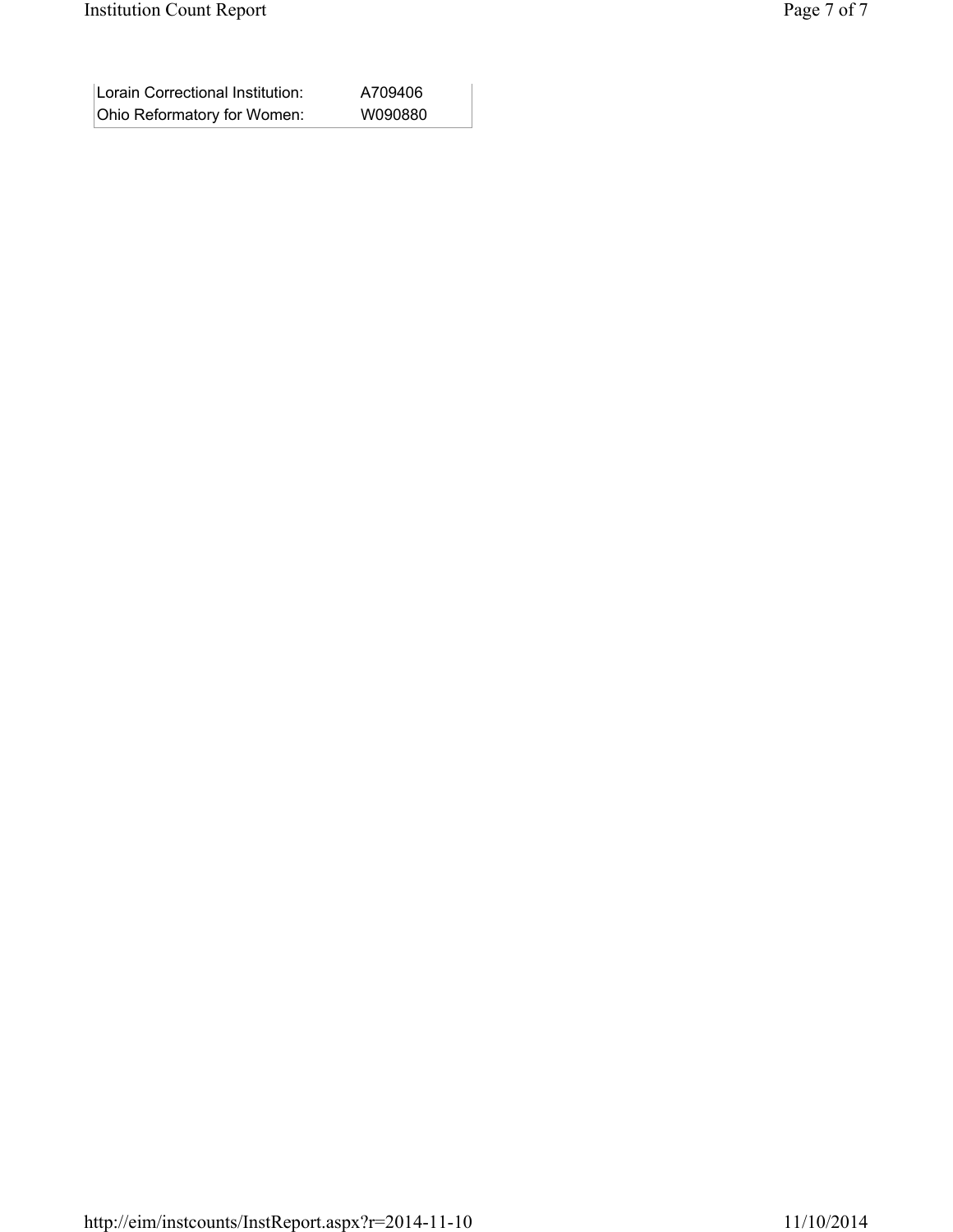| | |
|---|---|
| Lorain Correctional Institution: | A709406 |
| Ohio Reformatory for Women: | W090880 |